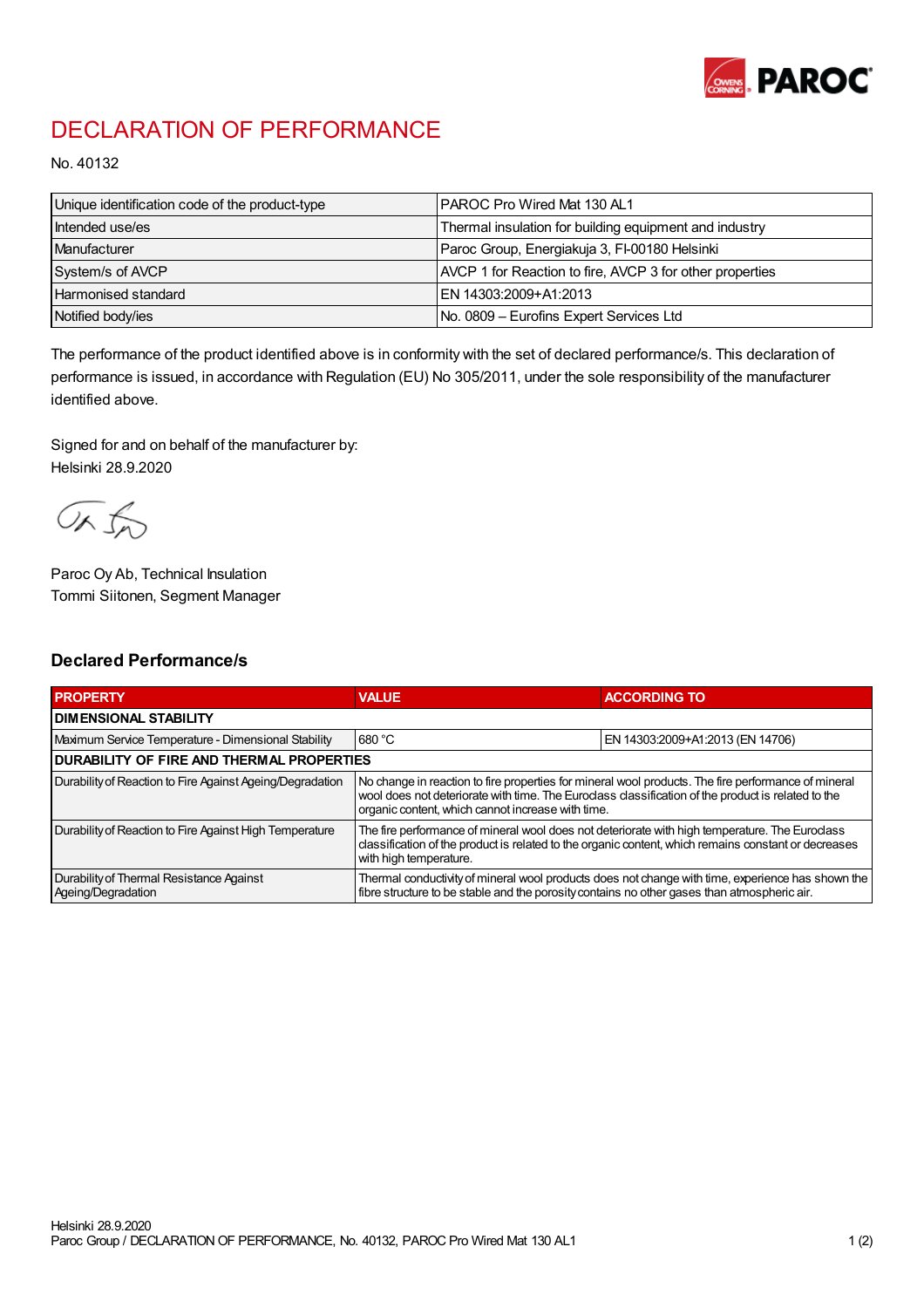# DECLARATION OF PERFORMANCE

No. 40132

| Unique identification code of the product-type | PAROC Pro Wired Mat 130 AL1 |
|---|---|
| Intended use/es | Thermal insulation for building equipment and industry |
| Manufacturer | Paroc Group, Energiakuja 3, FI-00180 Helsinki |
| System/s of AVCP | AVCP 1 for Reaction to fire, AVCP 3 for other properties |
| Harmonised standard | EN 14303:2009+A1:2013 |
| Notified body/ies | No. 0809 – Eurofins Expert Services Ltd |

The performance of the product identified above is in conformity with the set of declared performance/s. This declaration of performance is issued, in accordance with Regulation (EU) No 305/2011, under the sole responsibility of the manufacturer identified above.

Signed for and on behalf of the manufacturer by:
Helsinki 28.9.2020

Paroc Oy Ab, Technical Insulation
Tommi Siitonen, Segment Manager

## Declared Performance/s

| PROPERTY | VALUE | ACCORDING TO |
|---|---|---|
| **DIMENSIONAL STABILITY** | | |
| Maximum Service Temperature - Dimensional Stability | 680 °C | EN 14303:2009+A1:2013 (EN 14706) |
| **DURABILITY OF FIRE AND THERMAL PROPERTIES** | | |
| Durability of Reaction to Fire Against Ageing/Degradation | No change in reaction to fire properties for mineral wool products. The fire performance of mineral wool does not deteriorate with time. The Euroclass classification of the product is related to the organic content, which cannot increase with time. | |
| Durability of Reaction to Fire Against High Temperature | The fire performance of mineral wool does not deteriorate with high temperature. The Euroclass classification of the product is related to the organic content, which remains constant or decreases with high temperature. | |
| Durability of Thermal Resistance Against Ageing/Degradation | Thermal conductivity of mineral wool products does not change with time, experience has shown the fibre structure to be stable and the porosity contains no other gases than atmospheric air. | |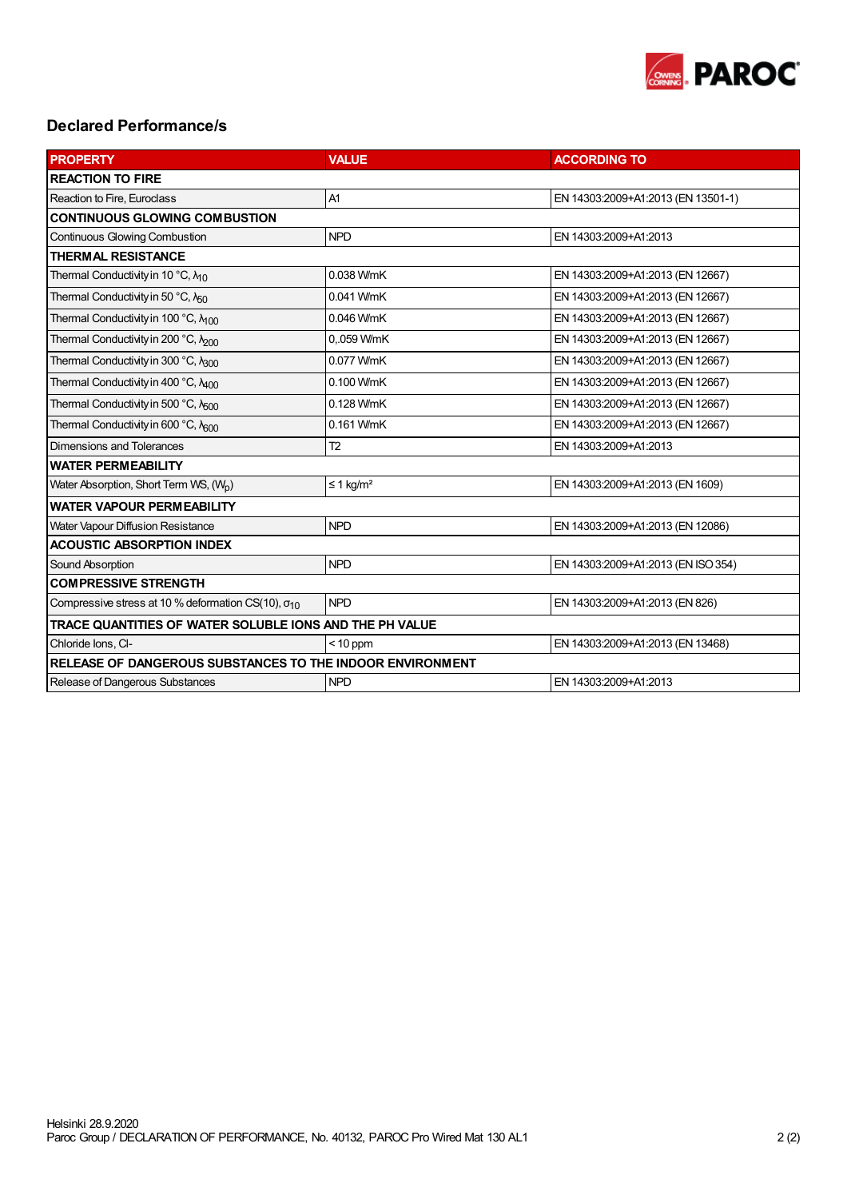## Declared Performance/s

| PROPERTY | VALUE | ACCORDING TO |
|---|---|---|
| **REACTION TO FIRE** | | |
| Reaction to Fire, Euroclass | A1 | EN 14303:2009+A1:2013 (EN 13501-1) |
| **CONTINUOUS GLOWING COMBUSTION** | | |
| Continuous Glowing Combustion | NPD | EN 14303:2009+A1:2013 |
| **THERMAL RESISTANCE** | | |
| Thermal Conductivity in 10 °C, $\lambda_{10}$ | 0.038 W/mK | EN 14303:2009+A1:2013 (EN 12667) |
| Thermal Conductivity in 50 °C, $\lambda_{50}$ | 0.041 W/mK | EN 14303:2009+A1:2013 (EN 12667) |
| Thermal Conductivity in 100 °C, $\lambda_{100}$ | 0.046 W/mK | EN 14303:2009+A1:2013 (EN 12667) |
| Thermal Conductivity in 200 °C, $\lambda_{200}$ | 0,.059 W/mK | EN 14303:2009+A1:2013 (EN 12667) |
| Thermal Conductivity in 300 °C, $\lambda_{300}$ | 0.077 W/mK | EN 14303:2009+A1:2013 (EN 12667) |
| Thermal Conductivity in 400 °C, $\lambda_{400}$ | 0.100 W/mK | EN 14303:2009+A1:2013 (EN 12667) |
| Thermal Conductivity in 500 °C, $\lambda_{500}$ | 0.128 W/mK | EN 14303:2009+A1:2013 (EN 12667) |
| Thermal Conductivity in 600 °C, $\lambda_{600}$ | 0.161 W/mK | EN 14303:2009+A1:2013 (EN 12667) |
| Dimensions and Tolerances | T2 | EN 14303:2009+A1:2013 |
| **WATER PERMEABILITY** | | |
| Water Absorption, Short Term WS, ($W_p$) | ≤ 1 kg/m² | EN 14303:2009+A1:2013 (EN 1609) |
| **WATER VAPOUR PERMEABILITY** | | |
| Water Vapour Diffusion Resistance | NPD | EN 14303:2009+A1:2013 (EN 12086) |
| **ACOUSTIC ABSORPTION INDEX** | | |
| Sound Absorption | NPD | EN 14303:2009+A1:2013 (EN ISO 354) |
| **COMPRESSIVE STRENGTH** | | |
| Compressive stress at 10 % deformation CS(10), $\sigma_{10}$ | NPD | EN 14303:2009+A1:2013 (EN 826) |
| **TRACE QUANTITIES OF WATER SOLUBLE IONS AND THE PH VALUE** | | |
| Chloride Ions, Cl- | < 10 ppm | EN 14303:2009+A1:2013 (EN 13468) |
| **RELEASE OF DANGEROUS SUBSTANCES TO THE INDOOR ENVIRONMENT** | | |
| Release of Dangerous Substances | NPD | EN 14303:2009+A1:2013 |

Helsinki 28.9.2020
Paroc Group / DECLARATION OF PERFORMANCE, No. 40132, PAROC Pro Wired Mat 130 AL1